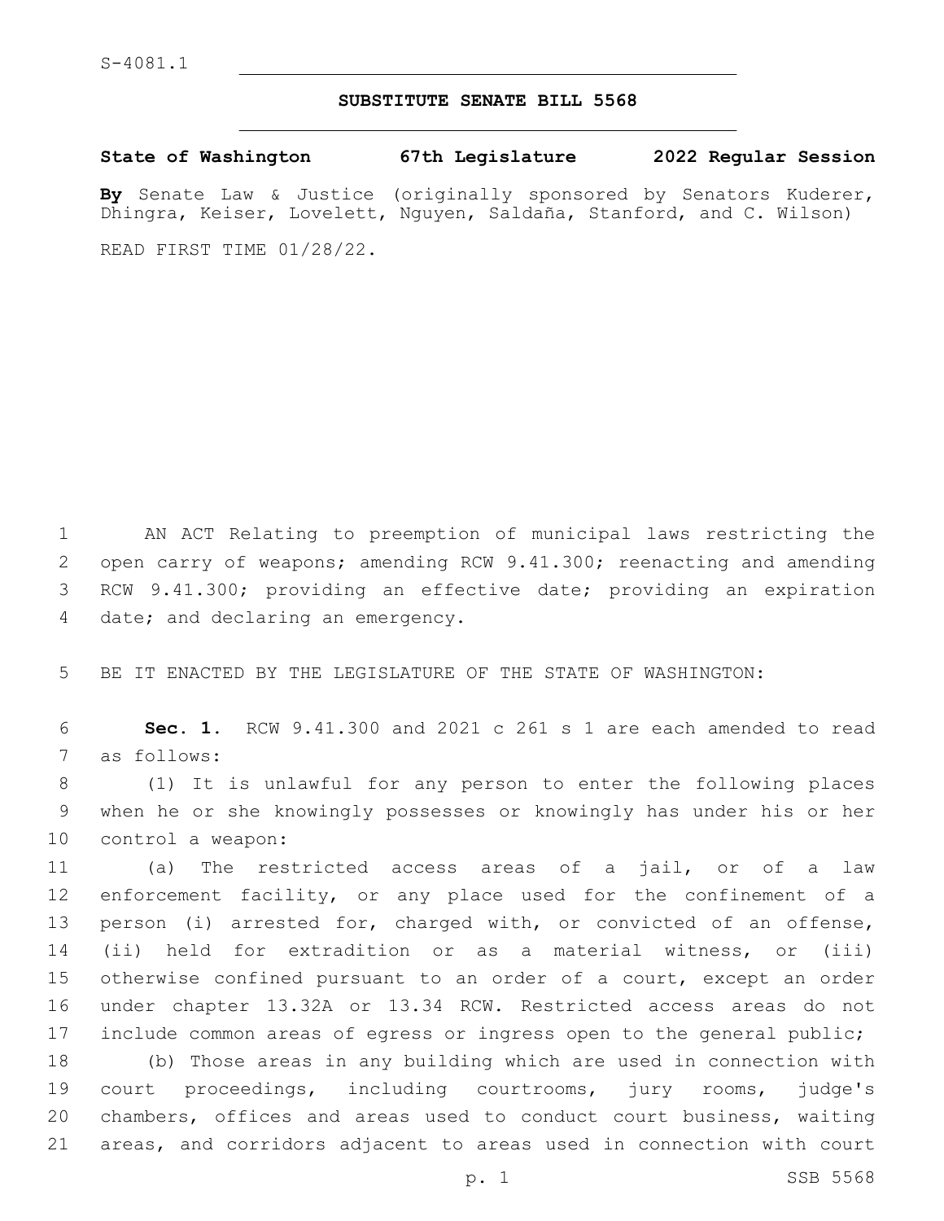S-4081.1

# SUBSTITUTE SENATE BILL 5568

**State of Washington 67th Legislature 2022 Regular Session**

**By** Senate Law & Justice (originally sponsored by Senators Kuderer, Dhingra, Keiser, Lovelett, Nguyen, Saldaña, Stanford, and C. Wilson)

READ FIRST TIME 01/28/22.

AN ACT Relating to preemption of municipal laws restricting the open carry of weapons; amending RCW 9.41.300; reenacting and amending RCW 9.41.300; providing an effective date; providing an expiration date; and declaring an emergency.

BE IT ENACTED BY THE LEGISLATURE OF THE STATE OF WASHINGTON:

**Sec. 1.** RCW 9.41.300 and 2021 c 261 s 1 are each amended to read as follows:

(1) It is unlawful for any person to enter the following places when he or she knowingly possesses or knowingly has under his or her control a weapon:

(a) The restricted access areas of a jail, or of a law enforcement facility, or any place used for the confinement of a person (i) arrested for, charged with, or convicted of an offense, (ii) held for extradition or as a material witness, or (iii) otherwise confined pursuant to an order of a court, except an order under chapter 13.32A or 13.34 RCW. Restricted access areas do not include common areas of egress or ingress open to the general public;

(b) Those areas in any building which are used in connection with court proceedings, including courtrooms, jury rooms, judge's chambers, offices and areas used to conduct court business, waiting areas, and corridors adjacent to areas used in connection with court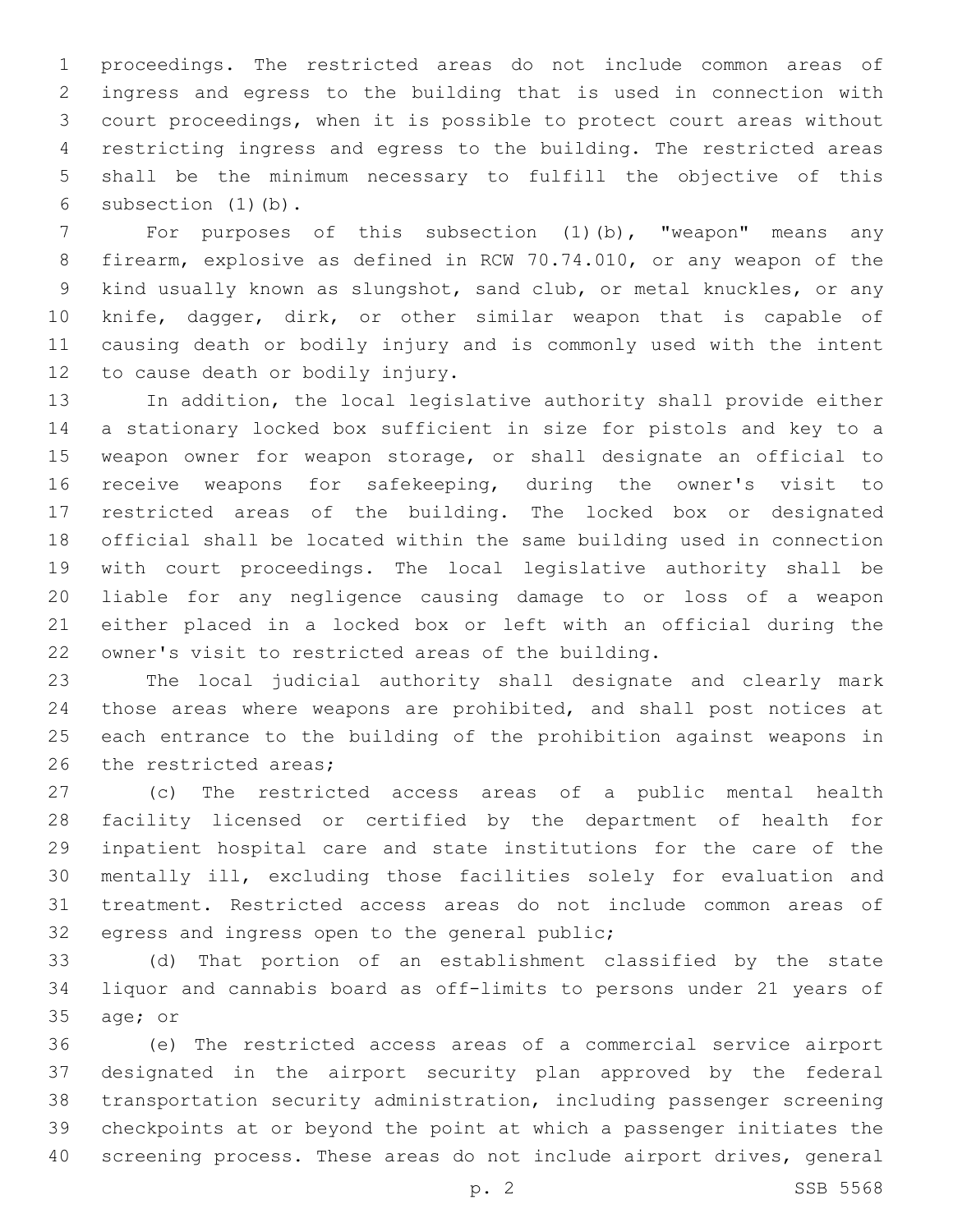proceedings. The restricted areas do not include common areas of ingress and egress to the building that is used in connection with court proceedings, when it is possible to protect court areas without restricting ingress and egress to the building. The restricted areas shall be the minimum necessary to fulfill the objective of this subsection (1)(b).

For purposes of this subsection (1)(b), "weapon" means any firearm, explosive as defined in RCW 70.74.010, or any weapon of the kind usually known as slungshot, sand club, or metal knuckles, or any knife, dagger, dirk, or other similar weapon that is capable of causing death or bodily injury and is commonly used with the intent to cause death or bodily injury.

In addition, the local legislative authority shall provide either a stationary locked box sufficient in size for pistols and key to a weapon owner for weapon storage, or shall designate an official to receive weapons for safekeeping, during the owner's visit to restricted areas of the building. The locked box or designated official shall be located within the same building used in connection with court proceedings. The local legislative authority shall be liable for any negligence causing damage to or loss of a weapon either placed in a locked box or left with an official during the owner's visit to restricted areas of the building.

The local judicial authority shall designate and clearly mark those areas where weapons are prohibited, and shall post notices at each entrance to the building of the prohibition against weapons in the restricted areas;

(c) The restricted access areas of a public mental health facility licensed or certified by the department of health for inpatient hospital care and state institutions for the care of the mentally ill, excluding those facilities solely for evaluation and treatment. Restricted access areas do not include common areas of egress and ingress open to the general public;

(d) That portion of an establishment classified by the state liquor and cannabis board as off-limits to persons under 21 years of age; or

(e) The restricted access areas of a commercial service airport designated in the airport security plan approved by the federal transportation security administration, including passenger screening checkpoints at or beyond the point at which a passenger initiates the screening process. These areas do not include airport drives, general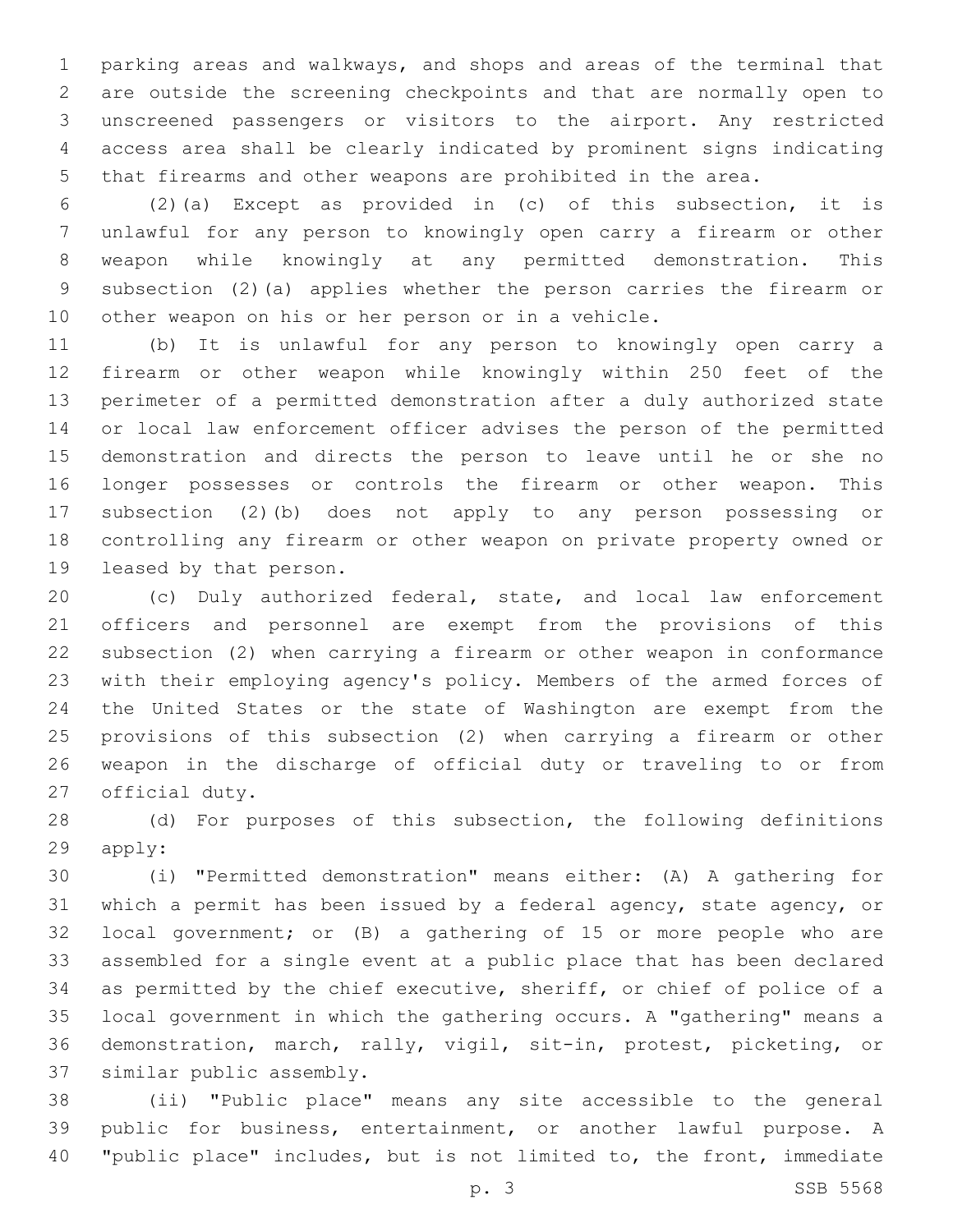parking areas and walkways, and shops and areas of the terminal that are outside the screening checkpoints and that are normally open to unscreened passengers or visitors to the airport. Any restricted access area shall be clearly indicated by prominent signs indicating that firearms and other weapons are prohibited in the area.

(2)(a) Except as provided in (c) of this subsection, it is unlawful for any person to knowingly open carry a firearm or other weapon while knowingly at any permitted demonstration. This subsection (2)(a) applies whether the person carries the firearm or other weapon on his or her person or in a vehicle.

(b) It is unlawful for any person to knowingly open carry a firearm or other weapon while knowingly within 250 feet of the perimeter of a permitted demonstration after a duly authorized state or local law enforcement officer advises the person of the permitted demonstration and directs the person to leave until he or she no longer possesses or controls the firearm or other weapon. This subsection (2)(b) does not apply to any person possessing or controlling any firearm or other weapon on private property owned or leased by that person.

(c) Duly authorized federal, state, and local law enforcement officers and personnel are exempt from the provisions of this subsection (2) when carrying a firearm or other weapon in conformance with their employing agency's policy. Members of the armed forces of the United States or the state of Washington are exempt from the provisions of this subsection (2) when carrying a firearm or other weapon in the discharge of official duty or traveling to or from official duty.

(d) For purposes of this subsection, the following definitions apply:

(i) "Permitted demonstration" means either: (A) A gathering for which a permit has been issued by a federal agency, state agency, or local government; or (B) a gathering of 15 or more people who are assembled for a single event at a public place that has been declared as permitted by the chief executive, sheriff, or chief of police of a local government in which the gathering occurs. A "gathering" means a demonstration, march, rally, vigil, sit-in, protest, picketing, or similar public assembly.

(ii) "Public place" means any site accessible to the general public for business, entertainment, or another lawful purpose. A "public place" includes, but is not limited to, the front, immediate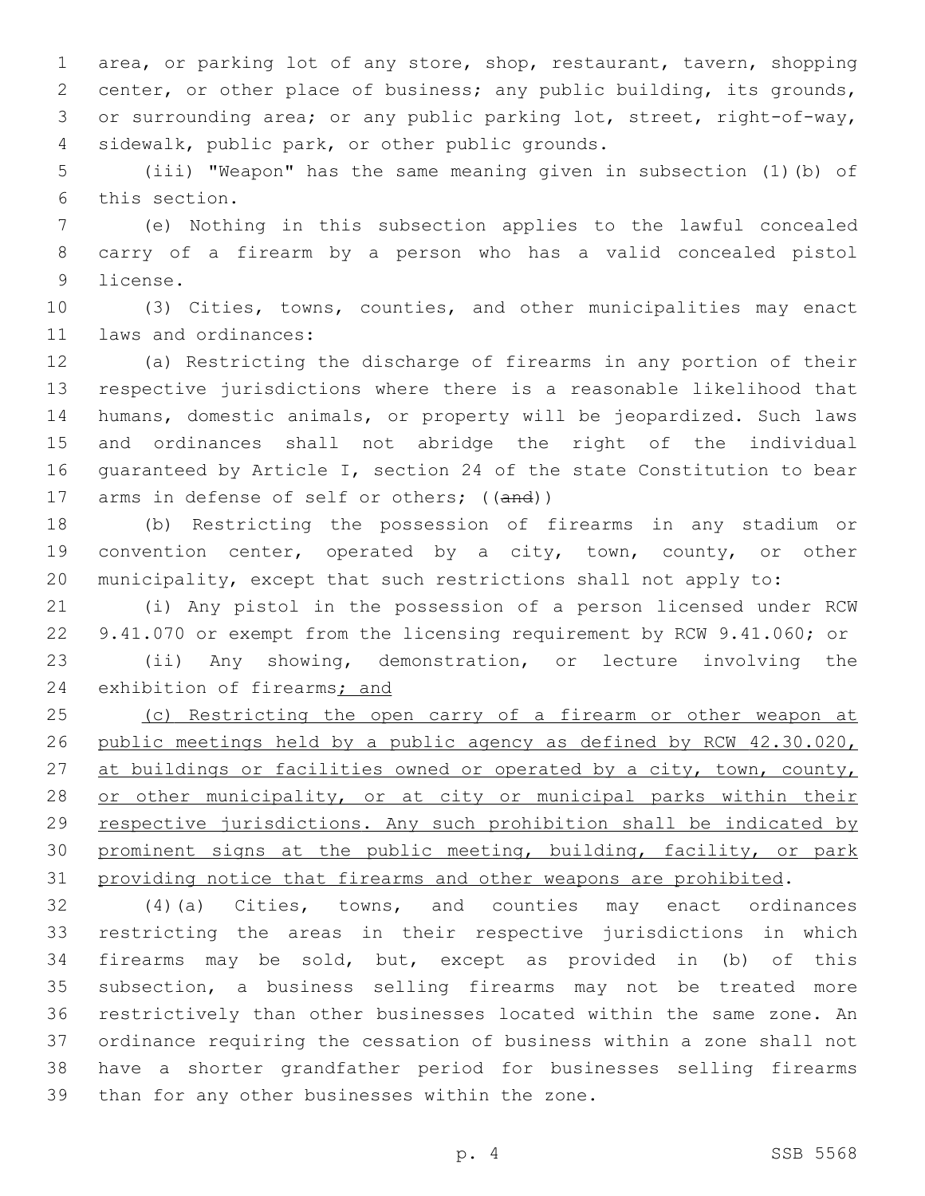area, or parking lot of any store, shop, restaurant, tavern, shopping center, or other place of business; any public building, its grounds, or surrounding area; or any public parking lot, street, right-of-way, sidewalk, public park, or other public grounds.

(iii) "Weapon" has the same meaning given in subsection (1)(b) of this section.

(e) Nothing in this subsection applies to the lawful concealed carry of a firearm by a person who has a valid concealed pistol license.

(3) Cities, towns, counties, and other municipalities may enact laws and ordinances:

(a) Restricting the discharge of firearms in any portion of their respective jurisdictions where there is a reasonable likelihood that humans, domestic animals, or property will be jeopardized. Such laws and ordinances shall not abridge the right of the individual guaranteed by Article I, section 24 of the state Constitution to bear arms in defense of self or others; ((~~and~~))

(b) Restricting the possession of firearms in any stadium or convention center, operated by a city, town, county, or other municipality, except that such restrictions shall not apply to:

(i) Any pistol in the possession of a person licensed under RCW 9.41.070 or exempt from the licensing requirement by RCW 9.41.060; or

(ii) Any showing, demonstration, or lecture involving the exhibition of firearms<u>; and</u>

<u>(c) Restricting the open carry of a firearm or other weapon at public meetings held by a public agency as defined by RCW 42.30.020, at buildings or facilities owned or operated by a city, town, county, or other municipality, or at city or municipal parks within their respective jurisdictions. Any such prohibition shall be indicated by prominent signs at the public meeting, building, facility, or park providing notice that firearms and other weapons are prohibited</u>.

(4)(a) Cities, towns, and counties may enact ordinances restricting the areas in their respective jurisdictions in which firearms may be sold, but, except as provided in (b) of this subsection, a business selling firearms may not be treated more restrictively than other businesses located within the same zone. An ordinance requiring the cessation of business within a zone shall not have a shorter grandfather period for businesses selling firearms than for any other businesses within the zone.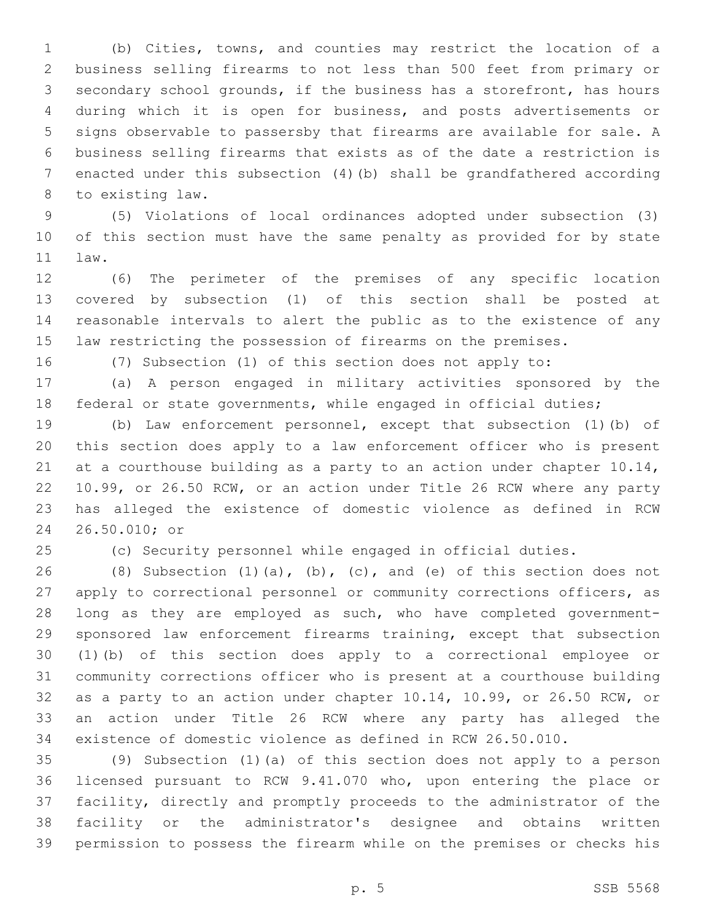(b) Cities, towns, and counties may restrict the location of a business selling firearms to not less than 500 feet from primary or secondary school grounds, if the business has a storefront, has hours during which it is open for business, and posts advertisements or signs observable to passersby that firearms are available for sale. A business selling firearms that exists as of the date a restriction is enacted under this subsection (4)(b) shall be grandfathered according to existing law.

(5) Violations of local ordinances adopted under subsection (3) of this section must have the same penalty as provided for by state law.

(6) The perimeter of the premises of any specific location covered by subsection (1) of this section shall be posted at reasonable intervals to alert the public as to the existence of any law restricting the possession of firearms on the premises.

(7) Subsection (1) of this section does not apply to:

(a) A person engaged in military activities sponsored by the federal or state governments, while engaged in official duties;

(b) Law enforcement personnel, except that subsection (1)(b) of this section does apply to a law enforcement officer who is present at a courthouse building as a party to an action under chapter 10.14, 10.99, or 26.50 RCW, or an action under Title 26 RCW where any party has alleged the existence of domestic violence as defined in RCW 26.50.010; or

(c) Security personnel while engaged in official duties.

(8) Subsection (1)(a), (b), (c), and (e) of this section does not apply to correctional personnel or community corrections officers, as long as they are employed as such, who have completed government-sponsored law enforcement firearms training, except that subsection (1)(b) of this section does apply to a correctional employee or community corrections officer who is present at a courthouse building as a party to an action under chapter 10.14, 10.99, or 26.50 RCW, or an action under Title 26 RCW where any party has alleged the existence of domestic violence as defined in RCW 26.50.010.

(9) Subsection (1)(a) of this section does not apply to a person licensed pursuant to RCW 9.41.070 who, upon entering the place or facility, directly and promptly proceeds to the administrator of the facility or the administrator's designee and obtains written permission to possess the firearm while on the premises or checks his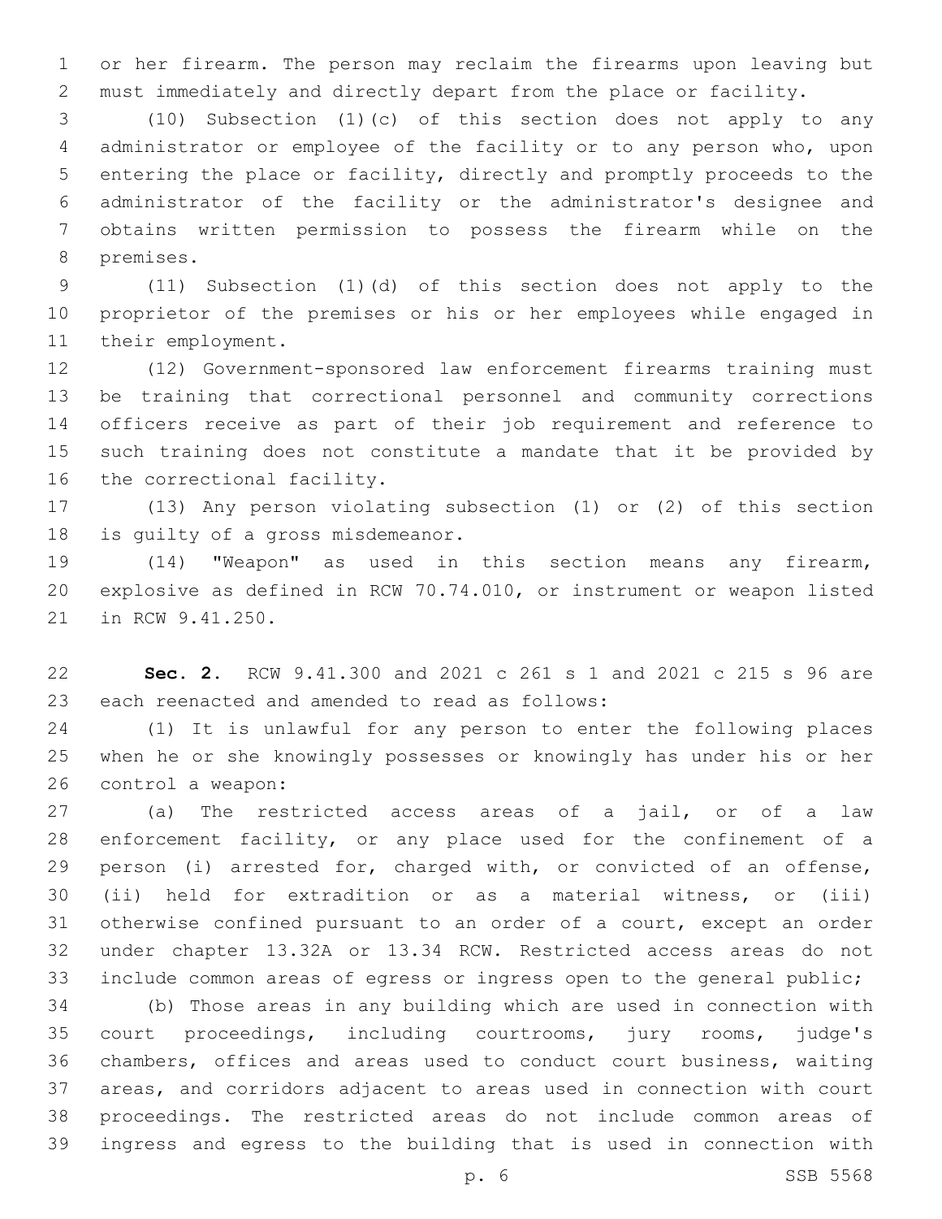or her firearm. The person may reclaim the firearms upon leaving but must immediately and directly depart from the place or facility.

(10) Subsection (1)(c) of this section does not apply to any administrator or employee of the facility or to any person who, upon entering the place or facility, directly and promptly proceeds to the administrator of the facility or the administrator's designee and obtains written permission to possess the firearm while on the premises.

(11) Subsection (1)(d) of this section does not apply to the proprietor of the premises or his or her employees while engaged in their employment.

(12) Government-sponsored law enforcement firearms training must be training that correctional personnel and community corrections officers receive as part of their job requirement and reference to such training does not constitute a mandate that it be provided by the correctional facility.

(13) Any person violating subsection (1) or (2) of this section is guilty of a gross misdemeanor.

(14) "Weapon" as used in this section means any firearm, explosive as defined in RCW 70.74.010, or instrument or weapon listed in RCW 9.41.250.

**Sec. 2.** RCW 9.41.300 and 2021 c 261 s 1 and 2021 c 215 s 96 are each reenacted and amended to read as follows:

(1) It is unlawful for any person to enter the following places when he or she knowingly possesses or knowingly has under his or her control a weapon:

(a) The restricted access areas of a jail, or of a law enforcement facility, or any place used for the confinement of a person (i) arrested for, charged with, or convicted of an offense, (ii) held for extradition or as a material witness, or (iii) otherwise confined pursuant to an order of a court, except an order under chapter 13.32A or 13.34 RCW. Restricted access areas do not include common areas of egress or ingress open to the general public;

(b) Those areas in any building which are used in connection with court proceedings, including courtrooms, jury rooms, judge's chambers, offices and areas used to conduct court business, waiting areas, and corridors adjacent to areas used in connection with court proceedings. The restricted areas do not include common areas of ingress and egress to the building that is used in connection with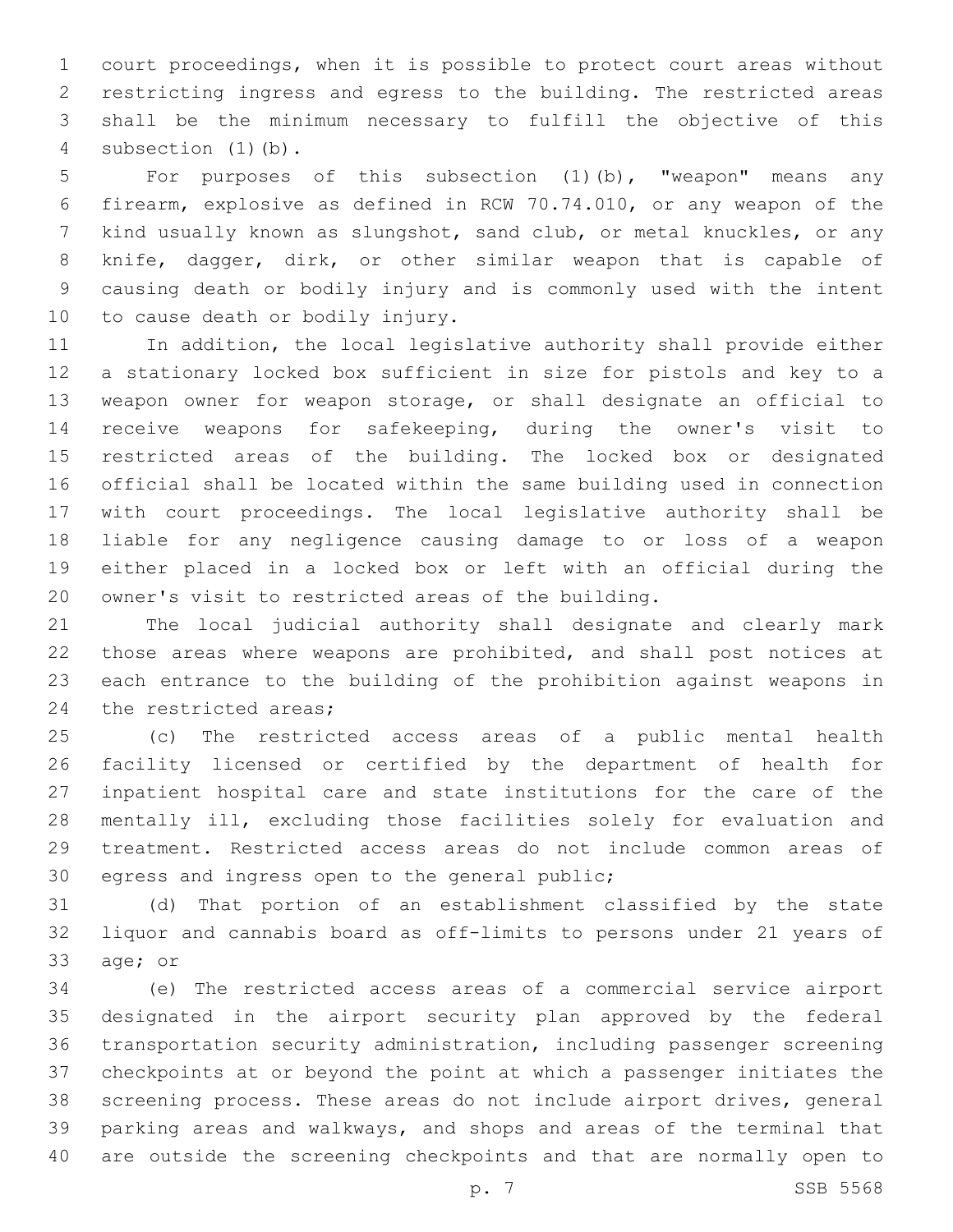court proceedings, when it is possible to protect court areas without restricting ingress and egress to the building. The restricted areas shall be the minimum necessary to fulfill the objective of this subsection (1)(b).

For purposes of this subsection (1)(b), "weapon" means any firearm, explosive as defined in RCW 70.74.010, or any weapon of the kind usually known as slungshot, sand club, or metal knuckles, or any knife, dagger, dirk, or other similar weapon that is capable of causing death or bodily injury and is commonly used with the intent to cause death or bodily injury.

In addition, the local legislative authority shall provide either a stationary locked box sufficient in size for pistols and key to a weapon owner for weapon storage, or shall designate an official to receive weapons for safekeeping, during the owner's visit to restricted areas of the building. The locked box or designated official shall be located within the same building used in connection with court proceedings. The local legislative authority shall be liable for any negligence causing damage to or loss of a weapon either placed in a locked box or left with an official during the owner's visit to restricted areas of the building.

The local judicial authority shall designate and clearly mark those areas where weapons are prohibited, and shall post notices at each entrance to the building of the prohibition against weapons in the restricted areas;

(c) The restricted access areas of a public mental health facility licensed or certified by the department of health for inpatient hospital care and state institutions for the care of the mentally ill, excluding those facilities solely for evaluation and treatment. Restricted access areas do not include common areas of egress and ingress open to the general public;

(d) That portion of an establishment classified by the state liquor and cannabis board as off-limits to persons under 21 years of age; or

(e) The restricted access areas of a commercial service airport designated in the airport security plan approved by the federal transportation security administration, including passenger screening checkpoints at or beyond the point at which a passenger initiates the screening process. These areas do not include airport drives, general parking areas and walkways, and shops and areas of the terminal that are outside the screening checkpoints and that are normally open to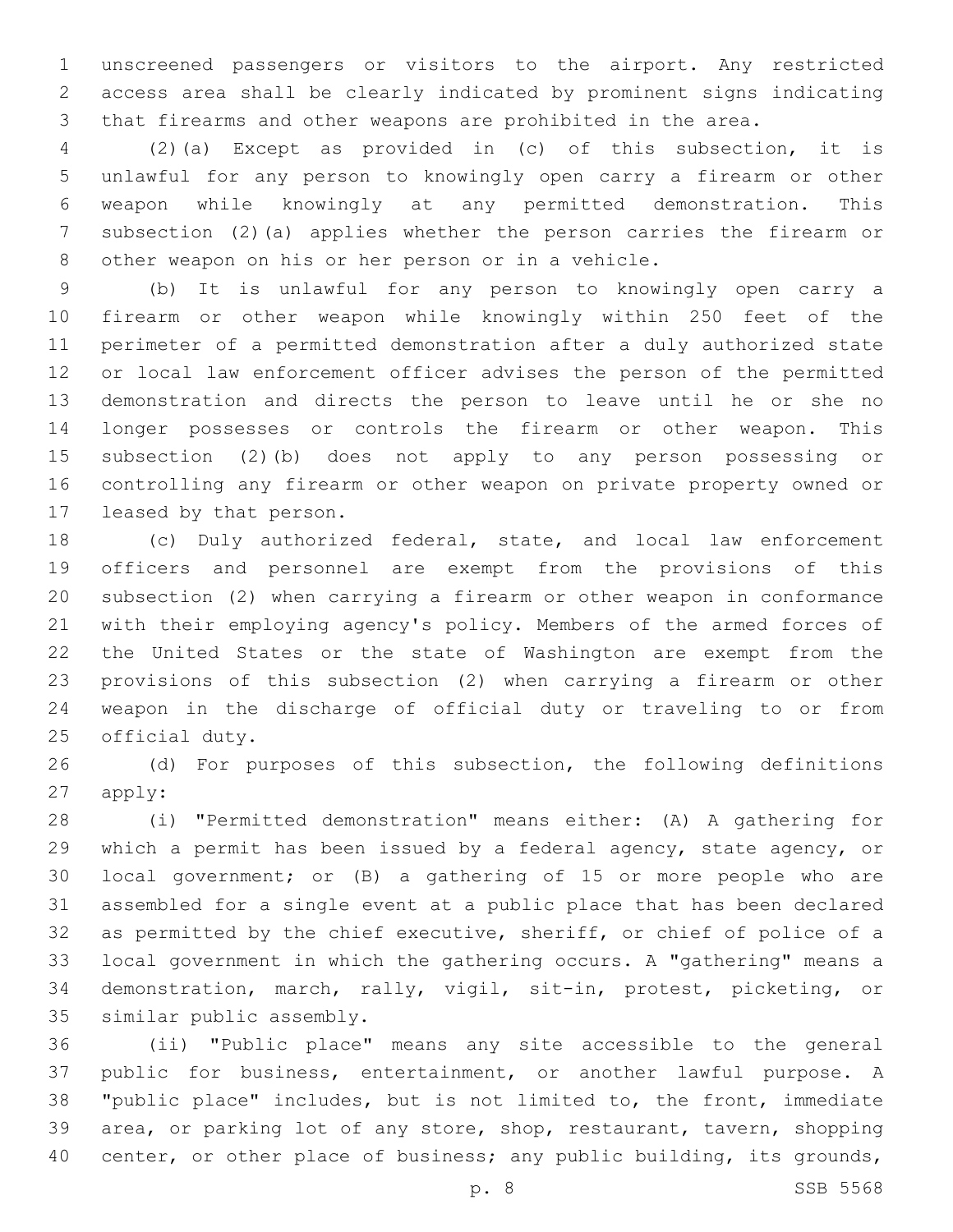unscreened passengers or visitors to the airport. Any restricted access area shall be clearly indicated by prominent signs indicating that firearms and other weapons are prohibited in the area.

(2)(a) Except as provided in (c) of this subsection, it is unlawful for any person to knowingly open carry a firearm or other weapon while knowingly at any permitted demonstration. This subsection (2)(a) applies whether the person carries the firearm or other weapon on his or her person or in a vehicle.

(b) It is unlawful for any person to knowingly open carry a firearm or other weapon while knowingly within 250 feet of the perimeter of a permitted demonstration after a duly authorized state or local law enforcement officer advises the person of the permitted demonstration and directs the person to leave until he or she no longer possesses or controls the firearm or other weapon. This subsection (2)(b) does not apply to any person possessing or controlling any firearm or other weapon on private property owned or leased by that person.

(c) Duly authorized federal, state, and local law enforcement officers and personnel are exempt from the provisions of this subsection (2) when carrying a firearm or other weapon in conformance with their employing agency's policy. Members of the armed forces of the United States or the state of Washington are exempt from the provisions of this subsection (2) when carrying a firearm or other weapon in the discharge of official duty or traveling to or from official duty.

(d) For purposes of this subsection, the following definitions apply:

(i) "Permitted demonstration" means either: (A) A gathering for which a permit has been issued by a federal agency, state agency, or local government; or (B) a gathering of 15 or more people who are assembled for a single event at a public place that has been declared as permitted by the chief executive, sheriff, or chief of police of a local government in which the gathering occurs. A "gathering" means a demonstration, march, rally, vigil, sit-in, protest, picketing, or similar public assembly.

(ii) "Public place" means any site accessible to the general public for business, entertainment, or another lawful purpose. A "public place" includes, but is not limited to, the front, immediate area, or parking lot of any store, shop, restaurant, tavern, shopping center, or other place of business; any public building, its grounds,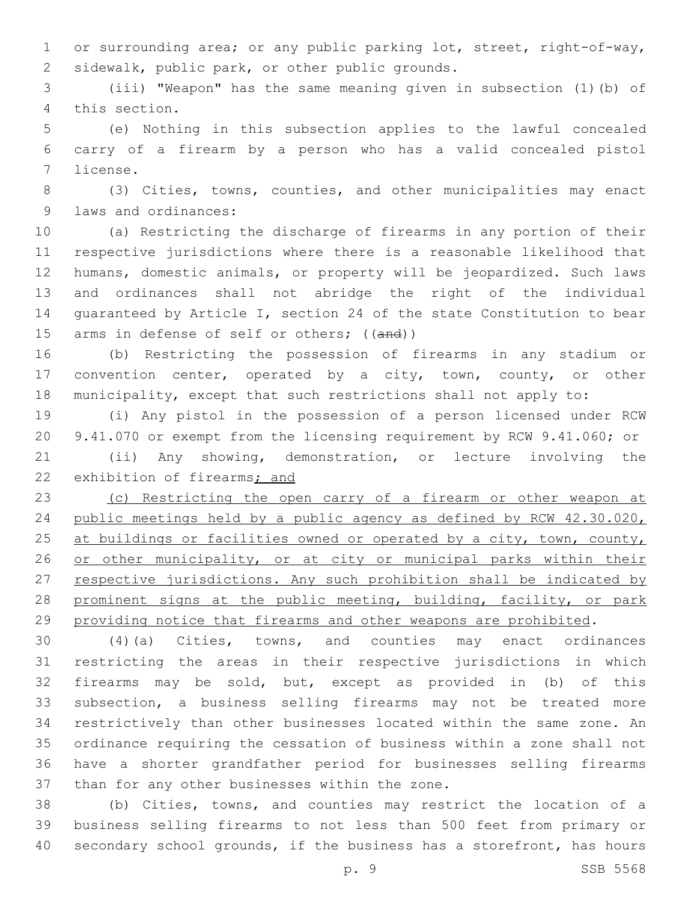or surrounding area; or any public parking lot, street, right-of-way, sidewalk, public park, or other public grounds.

(iii) "Weapon" has the same meaning given in subsection (1)(b) of this section.

(e) Nothing in this subsection applies to the lawful concealed carry of a firearm by a person who has a valid concealed pistol license.

(3) Cities, towns, counties, and other municipalities may enact laws and ordinances:

(a) Restricting the discharge of firearms in any portion of their respective jurisdictions where there is a reasonable likelihood that humans, domestic animals, or property will be jeopardized. Such laws and ordinances shall not abridge the right of the individual guaranteed by Article I, section 24 of the state Constitution to bear arms in defense of self or others; ((~~and~~))

(b) Restricting the possession of firearms in any stadium or convention center, operated by a city, town, county, or other municipality, except that such restrictions shall not apply to:

(i) Any pistol in the possession of a person licensed under RCW 9.41.070 or exempt from the licensing requirement by RCW 9.41.060; or

(ii) Any showing, demonstration, or lecture involving the exhibition of firearms<u>; and</u>

<u>(c) Restricting the open carry of a firearm or other weapon at public meetings held by a public agency as defined by RCW 42.30.020, at buildings or facilities owned or operated by a city, town, county, or other municipality, or at city or municipal parks within their respective jurisdictions. Any such prohibition shall be indicated by prominent signs at the public meeting, building, facility, or park providing notice that firearms and other weapons are prohibited</u>.

(4)(a) Cities, towns, and counties may enact ordinances restricting the areas in their respective jurisdictions in which firearms may be sold, but, except as provided in (b) of this subsection, a business selling firearms may not be treated more restrictively than other businesses located within the same zone. An ordinance requiring the cessation of business within a zone shall not have a shorter grandfather period for businesses selling firearms than for any other businesses within the zone.

(b) Cities, towns, and counties may restrict the location of a business selling firearms to not less than 500 feet from primary or secondary school grounds, if the business has a storefront, has hours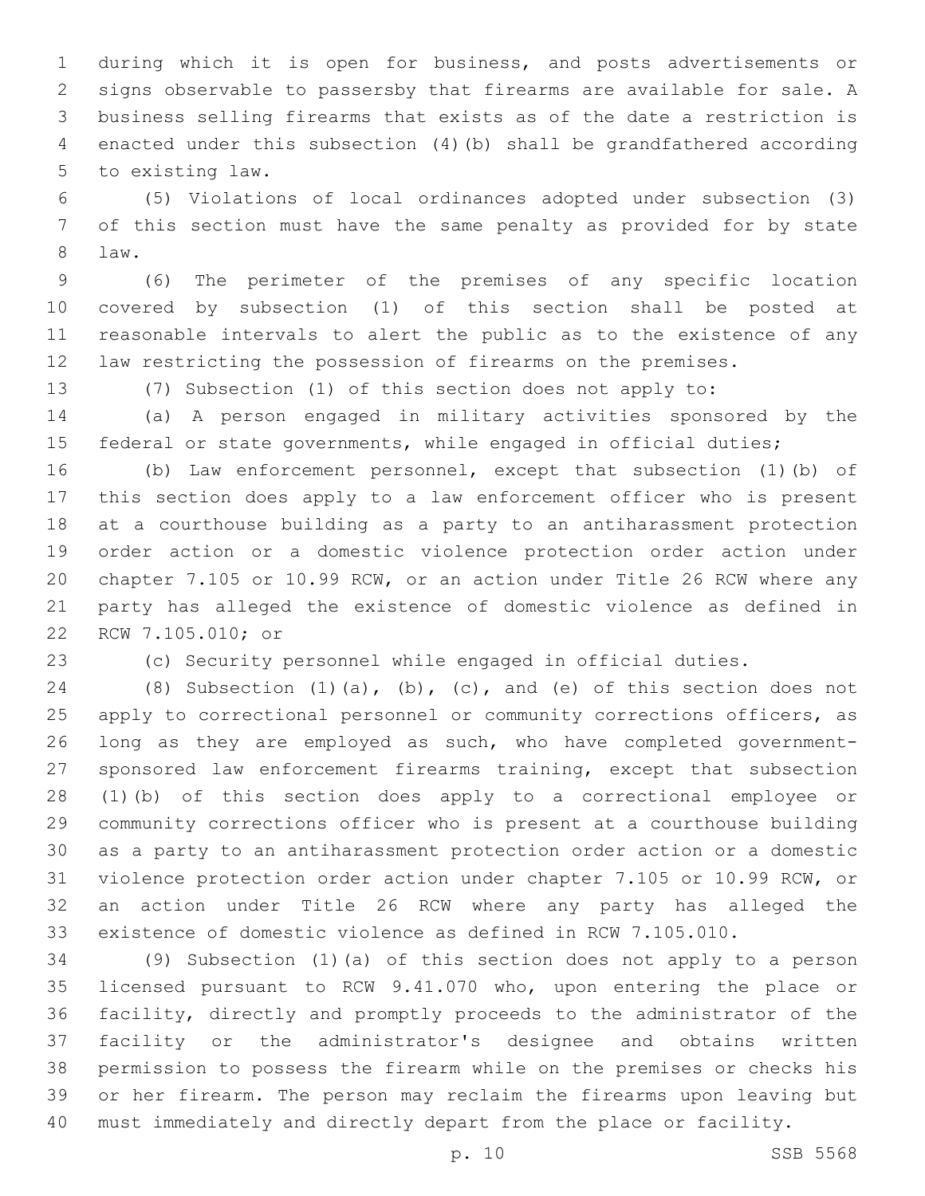during which it is open for business, and posts advertisements or signs observable to passersby that firearms are available for sale. A business selling firearms that exists as of the date a restriction is enacted under this subsection (4)(b) shall be grandfathered according to existing law.

(5) Violations of local ordinances adopted under subsection (3) of this section must have the same penalty as provided for by state law.

(6) The perimeter of the premises of any specific location covered by subsection (1) of this section shall be posted at reasonable intervals to alert the public as to the existence of any law restricting the possession of firearms on the premises.

(7) Subsection (1) of this section does not apply to:

(a) A person engaged in military activities sponsored by the federal or state governments, while engaged in official duties;

(b) Law enforcement personnel, except that subsection (1)(b) of this section does apply to a law enforcement officer who is present at a courthouse building as a party to an antiharassment protection order action or a domestic violence protection order action under chapter 7.105 or 10.99 RCW, or an action under Title 26 RCW where any party has alleged the existence of domestic violence as defined in RCW 7.105.010; or

(c) Security personnel while engaged in official duties.

(8) Subsection (1)(a), (b), (c), and (e) of this section does not apply to correctional personnel or community corrections officers, as long as they are employed as such, who have completed government-sponsored law enforcement firearms training, except that subsection (1)(b) of this section does apply to a correctional employee or community corrections officer who is present at a courthouse building as a party to an antiharassment protection order action or a domestic violence protection order action under chapter 7.105 or 10.99 RCW, or an action under Title 26 RCW where any party has alleged the existence of domestic violence as defined in RCW 7.105.010.

(9) Subsection (1)(a) of this section does not apply to a person licensed pursuant to RCW 9.41.070 who, upon entering the place or facility, directly and promptly proceeds to the administrator of the facility or the administrator's designee and obtains written permission to possess the firearm while on the premises or checks his or her firearm. The person may reclaim the firearms upon leaving but must immediately and directly depart from the place or facility.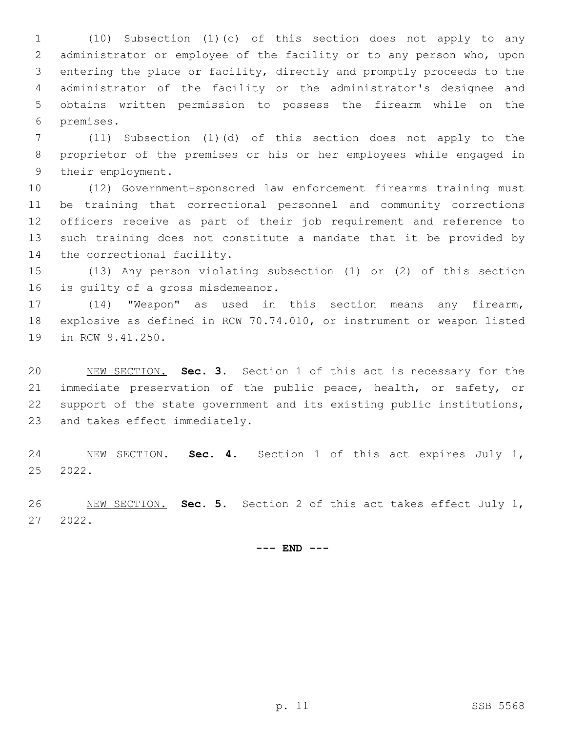(10) Subsection (1)(c) of this section does not apply to any administrator or employee of the facility or to any person who, upon entering the place or facility, directly and promptly proceeds to the administrator of the facility or the administrator's designee and obtains written permission to possess the firearm while on the premises.

(11) Subsection (1)(d) of this section does not apply to the proprietor of the premises or his or her employees while engaged in their employment.

(12) Government-sponsored law enforcement firearms training must be training that correctional personnel and community corrections officers receive as part of their job requirement and reference to such training does not constitute a mandate that it be provided by the correctional facility.

(13) Any person violating subsection (1) or (2) of this section is guilty of a gross misdemeanor.

(14) "Weapon" as used in this section means any firearm, explosive as defined in RCW 70.74.010, or instrument or weapon listed in RCW 9.41.250.

NEW SECTION. **Sec. 3.** Section 1 of this act is necessary for the immediate preservation of the public peace, health, or safety, or support of the state government and its existing public institutions, and takes effect immediately.

NEW SECTION. **Sec. 4.** Section 1 of this act expires July 1, 2022.

NEW SECTION. **Sec. 5.** Section 2 of this act takes effect July 1, 2022.

**--- END ---**